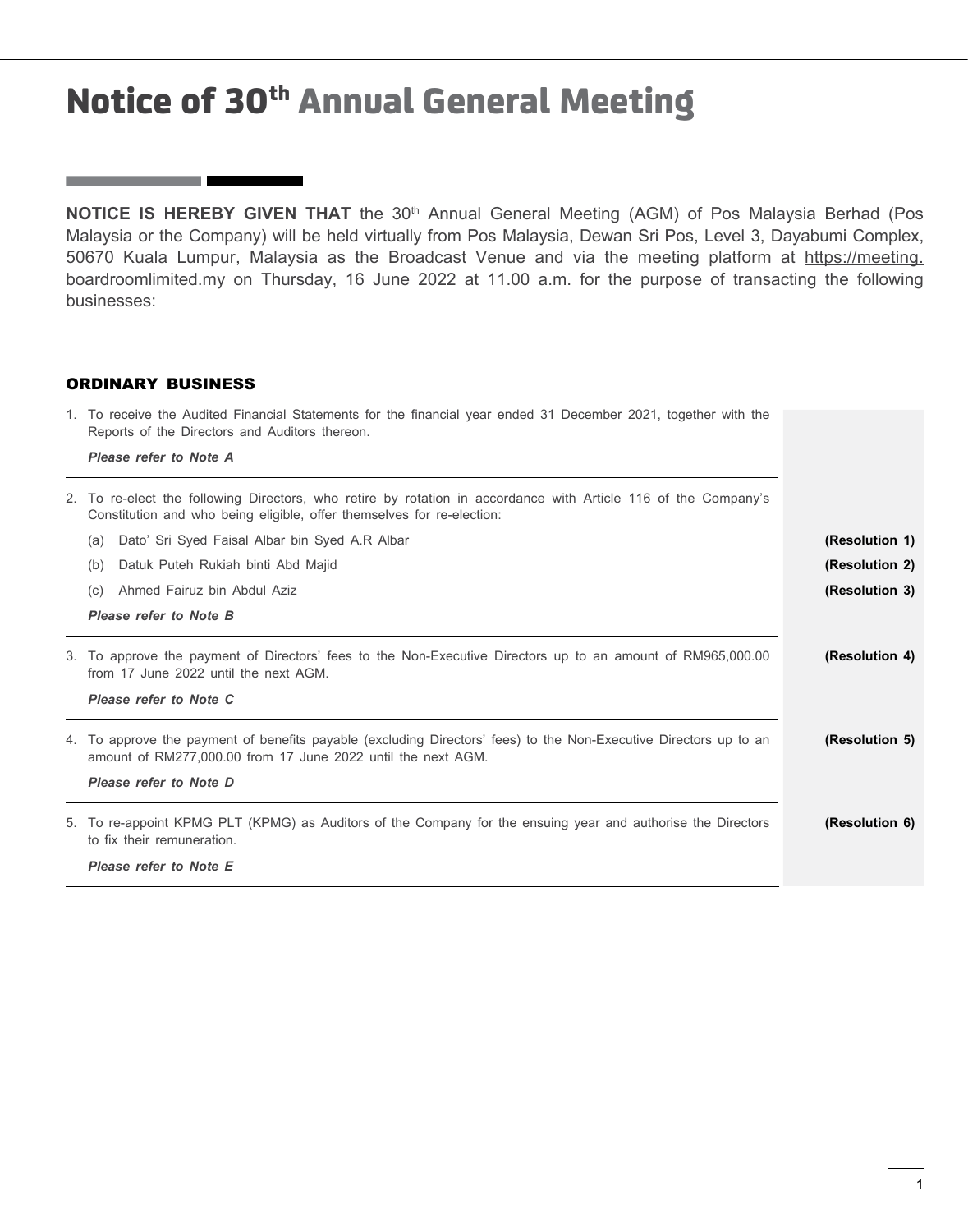# Notice of 30th Annual General Meeting

**NOTICE IS HEREBY GIVEN THAT** the 30th Annual General Meeting (AGM) of Pos Malaysia Berhad (Pos Malaysia or the Company) will be held virtually from Pos Malaysia, Dewan Sri Pos, Level 3, Dayabumi Complex, 50670 Kuala Lumpur, Malaysia as the Broadcast Venue and via the meeting platform at https://meeting.boardroomlimited.my on Thursday, 16 June 2022 at 11.00 a.m. for the purpose of transacting the following businesses:

## ORDINARY BUSINESS

1. To receive the Audited Financial Statements for the financial year ended 31 December 2021, together with the Reports of the Directors and Auditors thereon.

   ***Please refer to Note A***

2. To re-elect the following Directors, who retire by rotation in accordance with Article 116 of the Company's Constitution and who being eligible, offer themselves for re-election:

   (a) Dato' Sri Syed Faisal Albar bin Syed A.R Albar **(Resolution 1)**

   (b) Datuk Puteh Rukiah binti Abd Majid **(Resolution 2)**

   (c) Ahmed Fairuz bin Abdul Aziz **(Resolution 3)**

   ***Please refer to Note B***

3. To approve the payment of Directors' fees to the Non-Executive Directors up to an amount of RM965,000.00 from 17 June 2022 until the next AGM. **(Resolution 4)**

   ***Please refer to Note C***

4. To approve the payment of benefits payable (excluding Directors' fees) to the Non-Executive Directors up to an amount of RM277,000.00 from 17 June 2022 until the next AGM. **(Resolution 5)**

   ***Please refer to Note D***

5. To re-appoint KPMG PLT (KPMG) as Auditors of the Company for the ensuing year and authorise the Directors to fix their remuneration. **(Resolution 6)**

   ***Please refer to Note E***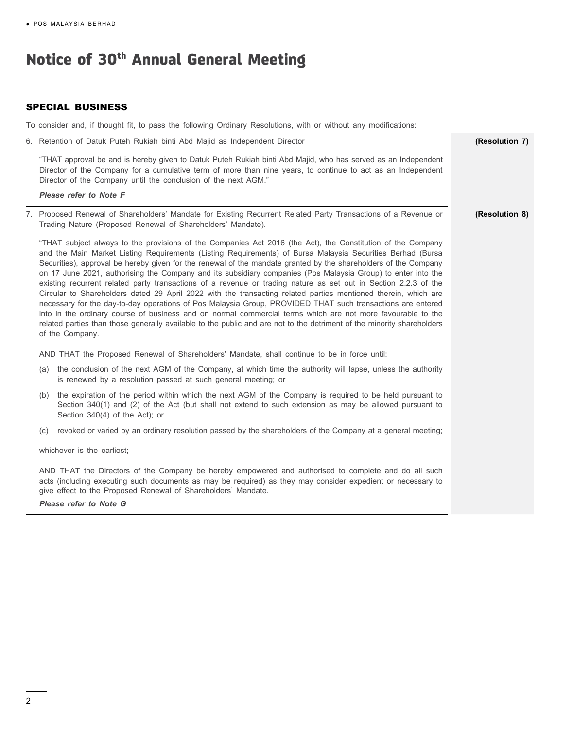# Notice of 30th Annual General Meeting

## SPECIAL BUSINESS

To consider and, if thought fit, to pass the following Ordinary Resolutions, with or without any modifications:

6. Retention of Datuk Puteh Rukiah binti Abd Majid as Independent Director **(Resolution 7)**

   "THAT approval be and is hereby given to Datuk Puteh Rukiah binti Abd Majid, who has served as an Independent Director of the Company for a cumulative term of more than nine years, to continue to act as an Independent Director of the Company until the conclusion of the next AGM."

   ***Please refer to Note F***

7. Proposed Renewal of Shareholders' Mandate for Existing Recurrent Related Party Transactions of a Revenue or Trading Nature (Proposed Renewal of Shareholders' Mandate). **(Resolution 8)**

   "THAT subject always to the provisions of the Companies Act 2016 (the Act), the Constitution of the Company and the Main Market Listing Requirements (Listing Requirements) of Bursa Malaysia Securities Berhad (Bursa Securities), approval be hereby given for the renewal of the mandate granted by the shareholders of the Company on 17 June 2021, authorising the Company and its subsidiary companies (Pos Malaysia Group) to enter into the existing recurrent related party transactions of a revenue or trading nature as set out in Section 2.2.3 of the Circular to Shareholders dated 29 April 2022 with the transacting related parties mentioned therein, which are necessary for the day-to-day operations of Pos Malaysia Group, PROVIDED THAT such transactions are entered into in the ordinary course of business and on normal commercial terms which are not more favourable to the related parties than those generally available to the public and are not to the detriment of the minority shareholders of the Company.

   AND THAT the Proposed Renewal of Shareholders' Mandate, shall continue to be in force until:

   (a) the conclusion of the next AGM of the Company, at which time the authority will lapse, unless the authority is renewed by a resolution passed at such general meeting; or

   (b) the expiration of the period within which the next AGM of the Company is required to be held pursuant to Section 340(1) and (2) of the Act (but shall not extend to such extension as may be allowed pursuant to Section 340(4) of the Act); or

   (c) revoked or varied by an ordinary resolution passed by the shareholders of the Company at a general meeting;

   whichever is the earliest;

   AND THAT the Directors of the Company be hereby empowered and authorised to complete and do all such acts (including executing such documents as may be required) as they may consider expedient or necessary to give effect to the Proposed Renewal of Shareholders' Mandate.

   ***Please refer to Note G***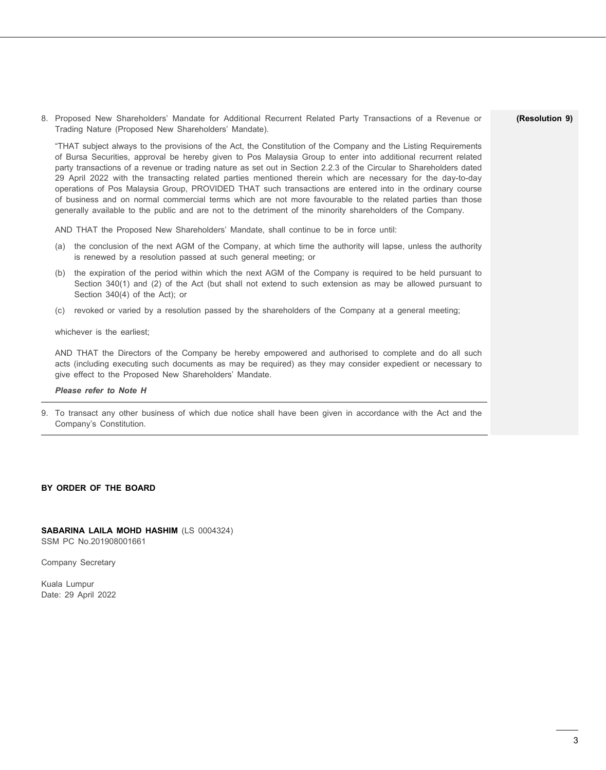8. Proposed New Shareholders' Mandate for Additional Recurrent Related Party Transactions of a Revenue or Trading Nature (Proposed New Shareholders' Mandate). **(Resolution 9)**

   "THAT subject always to the provisions of the Act, the Constitution of the Company and the Listing Requirements of Bursa Securities, approval be hereby given to Pos Malaysia Group to enter into additional recurrent related party transactions of a revenue or trading nature as set out in Section 2.2.3 of the Circular to Shareholders dated 29 April 2022 with the transacting related parties mentioned therein which are necessary for the day-to-day operations of Pos Malaysia Group, PROVIDED THAT such transactions are entered into in the ordinary course of business and on normal commercial terms which are not more favourable to the related parties than those generally available to the public and are not to the detriment of the minority shareholders of the Company.

   AND THAT the Proposed New Shareholders' Mandate, shall continue to be in force until:

   (a) the conclusion of the next AGM of the Company, at which time the authority will lapse, unless the authority is renewed by a resolution passed at such general meeting; or

   (b) the expiration of the period within which the next AGM of the Company is required to be held pursuant to Section 340(1) and (2) of the Act (but shall not extend to such extension as may be allowed pursuant to Section 340(4) of the Act); or

   (c) revoked or varied by a resolution passed by the shareholders of the Company at a general meeting;

   whichever is the earliest;

   AND THAT the Directors of the Company be hereby empowered and authorised to complete and do all such acts (including executing such documents as may be required) as they may consider expedient or necessary to give effect to the Proposed New Shareholders' Mandate.

   ***Please refer to Note H***

9. To transact any other business of which due notice shall have been given in accordance with the Act and the Company's Constitution.

**BY ORDER OF THE BOARD**

**SABARINA LAILA MOHD HASHIM** (LS 0004324)
SSM PC No.201908001661

Company Secretary

Kuala Lumpur
Date: 29 April 2022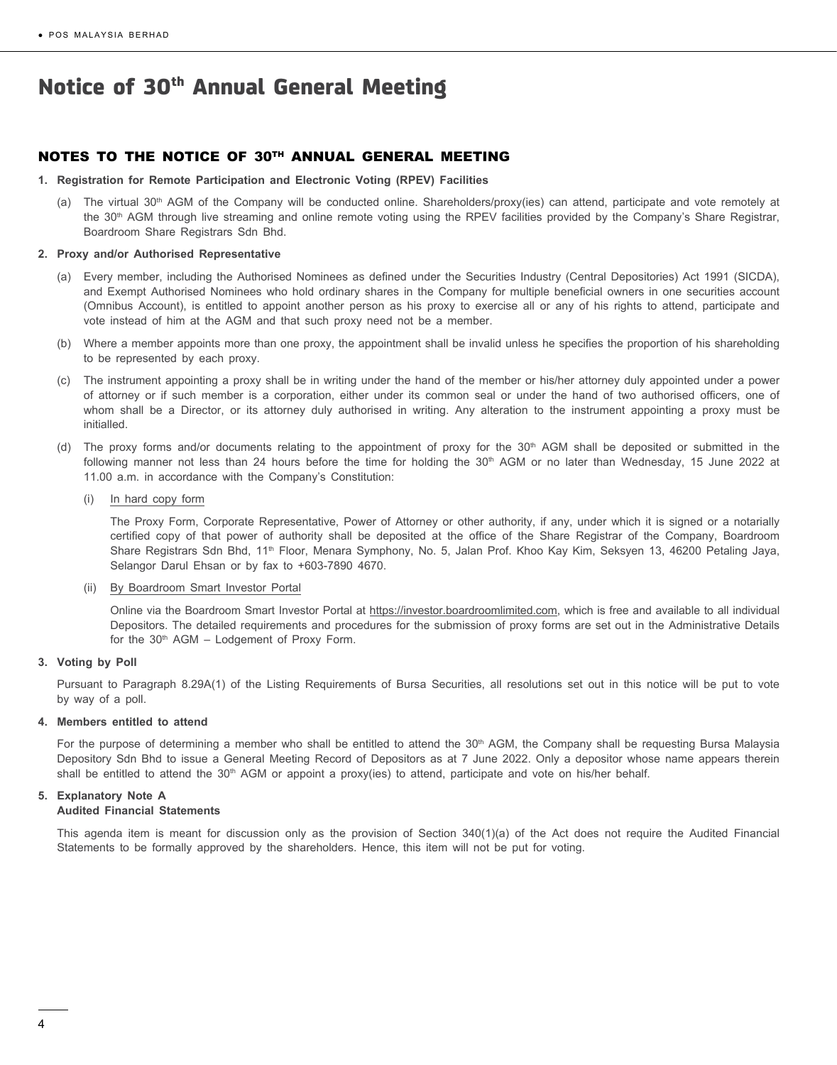# Notice of 30th Annual General Meeting

## NOTES TO THE NOTICE OF 30TH ANNUAL GENERAL MEETING

**1. Registration for Remote Participation and Electronic Voting (RPEV) Facilities**

(a) The virtual 30th AGM of the Company will be conducted online. Shareholders/proxy(ies) can attend, participate and vote remotely at the 30th AGM through live streaming and online remote voting using the RPEV facilities provided by the Company's Share Registrar, Boardroom Share Registrars Sdn Bhd.

**2. Proxy and/or Authorised Representative**

(a) Every member, including the Authorised Nominees as defined under the Securities Industry (Central Depositories) Act 1991 (SICDA), and Exempt Authorised Nominees who hold ordinary shares in the Company for multiple beneficial owners in one securities account (Omnibus Account), is entitled to appoint another person as his proxy to exercise all or any of his rights to attend, participate and vote instead of him at the AGM and that such proxy need not be a member.

(b) Where a member appoints more than one proxy, the appointment shall be invalid unless he specifies the proportion of his shareholding to be represented by each proxy.

(c) The instrument appointing a proxy shall be in writing under the hand of the member or his/her attorney duly appointed under a power of attorney or if such member is a corporation, either under its common seal or under the hand of two authorised officers, one of whom shall be a Director, or its attorney duly authorised in writing. Any alteration to the instrument appointing a proxy must be initialled.

(d) The proxy forms and/or documents relating to the appointment of proxy for the 30th AGM shall be deposited or submitted in the following manner not less than 24 hours before the time for holding the 30th AGM or no later than Wednesday, 15 June 2022 at 11.00 a.m. in accordance with the Company's Constitution:

(i) In hard copy form

The Proxy Form, Corporate Representative, Power of Attorney or other authority, if any, under which it is signed or a notarially certified copy of that power of authority shall be deposited at the office of the Share Registrar of the Company, Boardroom Share Registrars Sdn Bhd, 11th Floor, Menara Symphony, No. 5, Jalan Prof. Khoo Kay Kim, Seksyen 13, 46200 Petaling Jaya, Selangor Darul Ehsan or by fax to +603-7890 4670.

(ii) By Boardroom Smart Investor Portal

Online via the Boardroom Smart Investor Portal at https://investor.boardroomlimited.com, which is free and available to all individual Depositors. The detailed requirements and procedures for the submission of proxy forms are set out in the Administrative Details for the 30th AGM – Lodgement of Proxy Form.

**3. Voting by Poll**

Pursuant to Paragraph 8.29A(1) of the Listing Requirements of Bursa Securities, all resolutions set out in this notice will be put to vote by way of a poll.

**4. Members entitled to attend**

For the purpose of determining a member who shall be entitled to attend the 30th AGM, the Company shall be requesting Bursa Malaysia Depository Sdn Bhd to issue a General Meeting Record of Depositors as at 7 June 2022. Only a depositor whose name appears therein shall be entitled to attend the 30th AGM or appoint a proxy(ies) to attend, participate and vote on his/her behalf.

**5. Explanatory Note A**
**Audited Financial Statements**

This agenda item is meant for discussion only as the provision of Section 340(1)(a) of the Act does not require the Audited Financial Statements to be formally approved by the shareholders. Hence, this item will not be put for voting.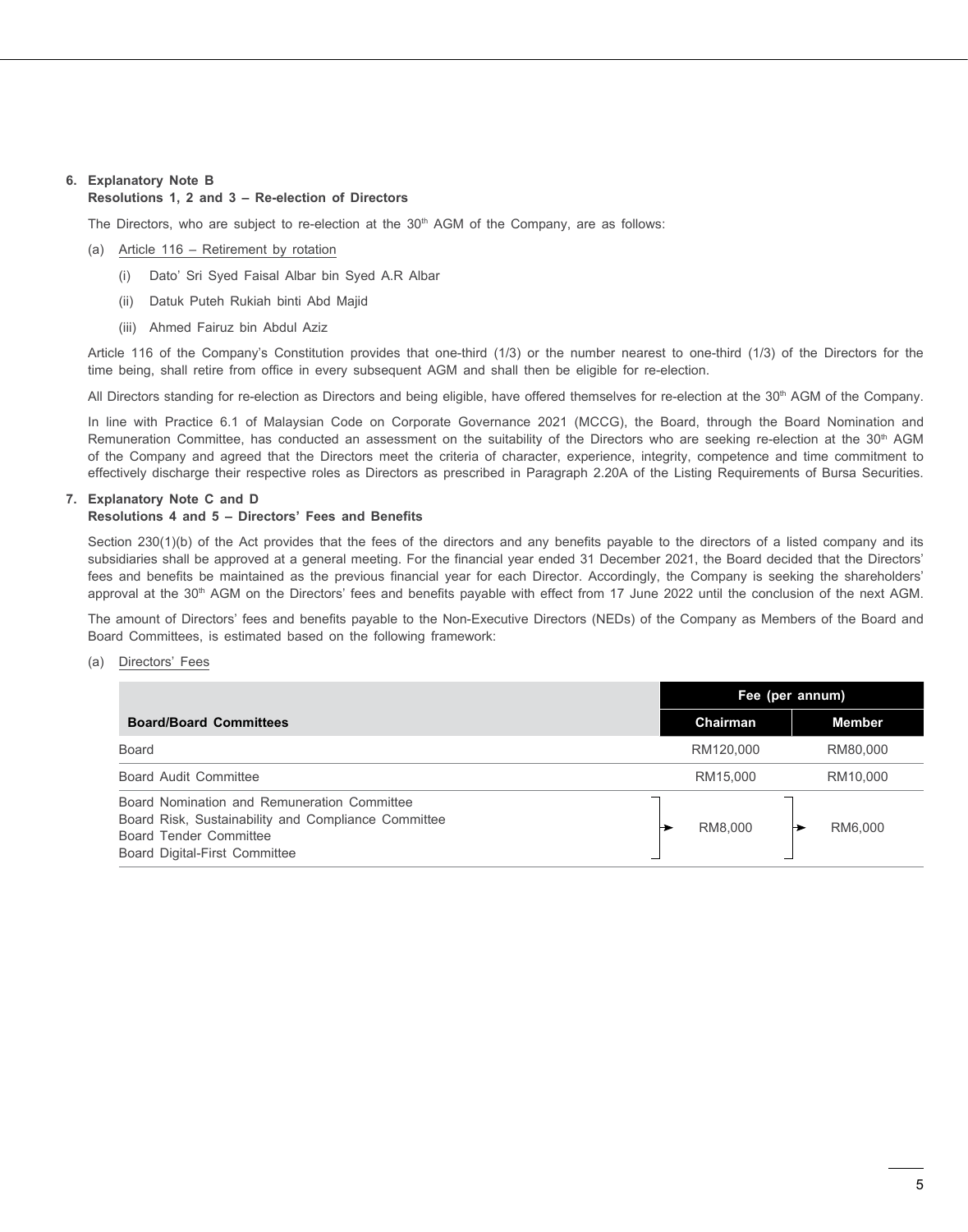6. **Explanatory Note B**
   **Resolutions 1, 2 and 3 – Re-election of Directors**

   The Directors, who are subject to re-election at the 30th AGM of the Company, are as follows:

   (a) Article 116 – Retirement by rotation

      (i) Dato' Sri Syed Faisal Albar bin Syed A.R Albar

      (ii) Datuk Puteh Rukiah binti Abd Majid

      (iii) Ahmed Fairuz bin Abdul Aziz

   Article 116 of the Company's Constitution provides that one-third (1/3) or the number nearest to one-third (1/3) of the Directors for the time being, shall retire from office in every subsequent AGM and shall then be eligible for re-election.

   All Directors standing for re-election as Directors and being eligible, have offered themselves for re-election at the 30th AGM of the Company.

   In line with Practice 6.1 of Malaysian Code on Corporate Governance 2021 (MCCG), the Board, through the Board Nomination and Remuneration Committee, has conducted an assessment on the suitability of the Directors who are seeking re-election at the 30th AGM of the Company and agreed that the Directors meet the criteria of character, experience, integrity, competence and time commitment to effectively discharge their respective roles as Directors as prescribed in Paragraph 2.20A of the Listing Requirements of Bursa Securities.

7. **Explanatory Note C and D**
   **Resolutions 4 and 5 – Directors' Fees and Benefits**

   Section 230(1)(b) of the Act provides that the fees of the directors and any benefits payable to the directors of a listed company and its subsidiaries shall be approved at a general meeting. For the financial year ended 31 December 2021, the Board decided that the Directors' fees and benefits be maintained as the previous financial year for each Director. Accordingly, the Company is seeking the shareholders' approval at the 30th AGM on the Directors' fees and benefits payable with effect from 17 June 2022 until the conclusion of the next AGM.

   The amount of Directors' fees and benefits payable to the Non-Executive Directors (NEDs) of the Company as Members of the Board and Board Committees, is estimated based on the following framework:

   (a) Directors' Fees

| | Fee (per annum) | |
|---|---|---|
| **Board/Board Committees** | **Chairman** | **Member** |
| Board | RM120,000 | RM80,000 |
| Board Audit Committee | RM15,000 | RM10,000 |
| Board Nomination and Remuneration Committee<br>Board Risk, Sustainability and Compliance Committee<br>Board Tender Committee<br>Board Digital-First Committee | RM8,000 | RM6,000 |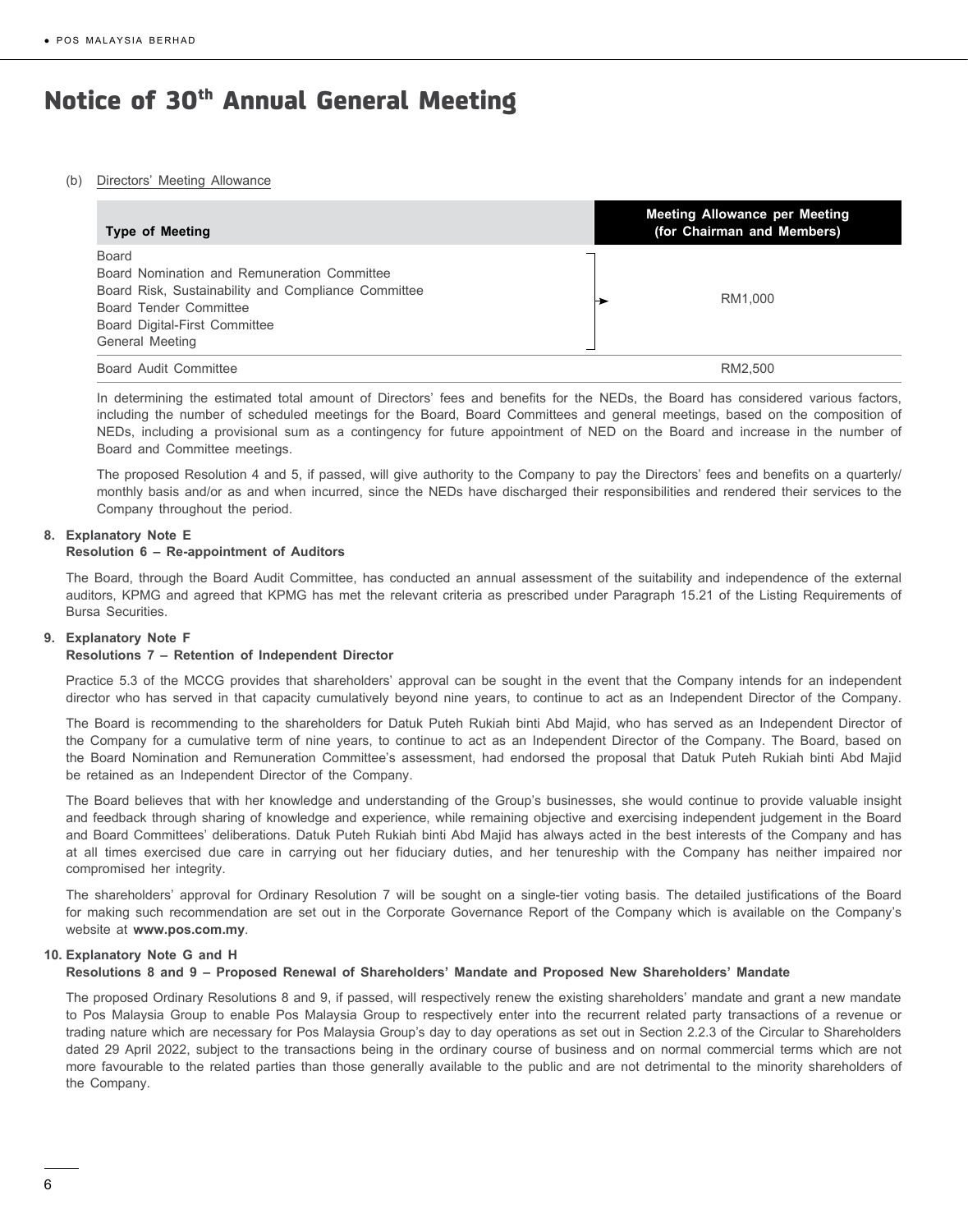# Notice of 30th Annual General Meeting

(b) Directors' Meeting Allowance

| Type of Meeting | Meeting Allowance per Meeting (for Chairman and Members) |
| --- | --- |
| Board | RM1,000 |
| Board Nomination and Remuneration Committee | RM1,000 |
| Board Risk, Sustainability and Compliance Committee | RM1,000 |
| Board Tender Committee | RM1,000 |
| Board Digital-First Committee | RM1,000 |
| General Meeting | RM1,000 |
| Board Audit Committee | RM2,500 |

In determining the estimated total amount of Directors' fees and benefits for the NEDs, the Board has considered various factors, including the number of scheduled meetings for the Board, Board Committees and general meetings, based on the composition of NEDs, including a provisional sum as a contingency for future appointment of NED on the Board and increase in the number of Board and Committee meetings.

The proposed Resolution 4 and 5, if passed, will give authority to the Company to pay the Directors' fees and benefits on a quarterly/ monthly basis and/or as and when incurred, since the NEDs have discharged their responsibilities and rendered their services to the Company throughout the period.

**8. Explanatory Note E**
**Resolution 6 – Re-appointment of Auditors**

The Board, through the Board Audit Committee, has conducted an annual assessment of the suitability and independence of the external auditors, KPMG and agreed that KPMG has met the relevant criteria as prescribed under Paragraph 15.21 of the Listing Requirements of Bursa Securities.

**9. Explanatory Note F**
**Resolutions 7 – Retention of Independent Director**

Practice 5.3 of the MCCG provides that shareholders' approval can be sought in the event that the Company intends for an independent director who has served in that capacity cumulatively beyond nine years, to continue to act as an Independent Director of the Company.

The Board is recommending to the shareholders for Datuk Puteh Rukiah binti Abd Majid, who has served as an Independent Director of the Company for a cumulative term of nine years, to continue to act as an Independent Director of the Company. The Board, based on the Board Nomination and Remuneration Committee's assessment, had endorsed the proposal that Datuk Puteh Rukiah binti Abd Majid be retained as an Independent Director of the Company.

The Board believes that with her knowledge and understanding of the Group's businesses, she would continue to provide valuable insight and feedback through sharing of knowledge and experience, while remaining objective and exercising independent judgement in the Board and Board Committees' deliberations. Datuk Puteh Rukiah binti Abd Majid has always acted in the best interests of the Company and has at all times exercised due care in carrying out her fiduciary duties, and her tenureship with the Company has neither impaired nor compromised her integrity.

The shareholders' approval for Ordinary Resolution 7 will be sought on a single-tier voting basis. The detailed justifications of the Board for making such recommendation are set out in the Corporate Governance Report of the Company which is available on the Company's website at **www.pos.com.my**.

**10. Explanatory Note G and H**
**Resolutions 8 and 9 – Proposed Renewal of Shareholders' Mandate and Proposed New Shareholders' Mandate**

The proposed Ordinary Resolutions 8 and 9, if passed, will respectively renew the existing shareholders' mandate and grant a new mandate to Pos Malaysia Group to enable Pos Malaysia Group to respectively enter into the recurrent related party transactions of a revenue or trading nature which are necessary for Pos Malaysia Group's day to day operations as set out in Section 2.2.3 of the Circular to Shareholders dated 29 April 2022, subject to the transactions being in the ordinary course of business and on normal commercial terms which are not more favourable to the related parties than those generally available to the public and are not detrimental to the minority shareholders of the Company.